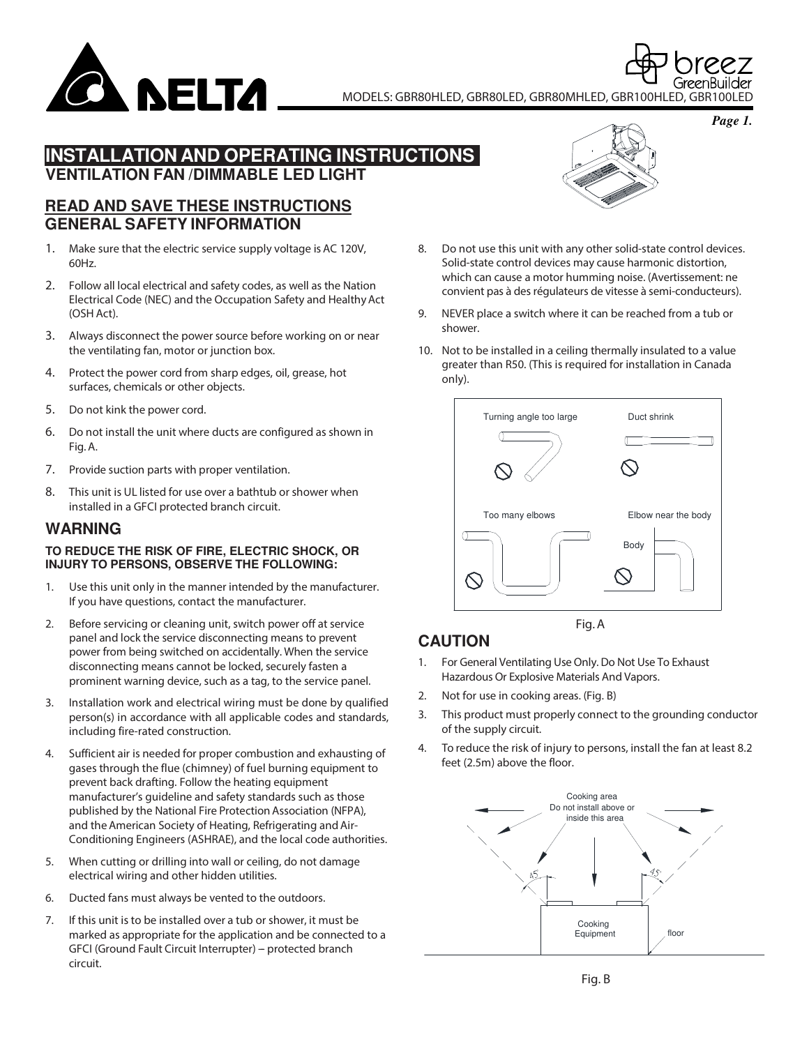MODELS: GBR80HLED, GBR80LED, GBR80MHLED, GBR100HLED, GBR100LED

# INSTALLATION AND OPERATING INSTRUCTIONS

## VENTILATION FAN /DIMMABLE LED LIGHT

## READ AND SAVE THESE INSTRUCTIONS

## GENERAL SAFETY INFORMATION

1. Make sure that the electric service supply voltage is AC 120V, 60Hz.
2. Follow all local electrical and safety codes, as well as the Nation Electrical Code (NEC) and the Occupation Safety and Healthy Act (OSH Act).
3. Always disconnect the power source before working on or near the ventilating fan, motor or junction box.
4. Protect the power cord from sharp edges, oil, grease, hot surfaces, chemicals or other objects.
5. Do not kink the power cord.
6. Do not install the unit where ducts are configured as shown in Fig. A.
7. Provide suction parts with proper ventilation.
8. This unit is UL listed for use over a bathtub or shower when installed in a GFCI protected branch circuit.

## WARNING

**TO REDUCE THE RISK OF FIRE, ELECTRIC SHOCK, OR INJURY TO PERSONS, OBSERVE THE FOLLOWING:**

1. Use this unit only in the manner intended by the manufacturer. If you have questions, contact the manufacturer.
2. Before servicing or cleaning unit, switch power off at service panel and lock the service disconnecting means to prevent power from being switched on accidentally. When the service disconnecting means cannot be locked, securely fasten a prominent warning device, such as a tag, to the service panel.
3. Installation work and electrical wiring must be done by qualified person(s) in accordance with all applicable codes and standards, including fire-rated construction.
4. Sufficient air is needed for proper combustion and exhausting of gases through the flue (chimney) of fuel burning equipment to prevent back drafting. Follow the heating equipment manufacturer's guideline and safety standards such as those published by the National Fire Protection Association (NFPA), and the American Society of Heating, Refrigerating and Air-Conditioning Engineers (ASHRAE), and the local code authorities.
5. When cutting or drilling into wall or ceiling, do not damage electrical wiring and other hidden utilities.
6. Ducted fans must always be vented to the outdoors.
7. If this unit is to be installed over a tub or shower, it must be marked as appropriate for the application and be connected to a GFCI (Ground Fault Circuit Interrupter) – protected branch circuit.
8. Do not use this unit with any other solid-state control devices. Solid-state control devices may cause harmonic distortion, which can cause a motor humming noise. (Avertissement: ne convient pas à des régulateurs de vitesse à semi-conducteurs).
9. NEVER place a switch where it can be reached from a tub or shower.
10. Not to be installed in a ceiling thermally insulated to a value greater than R50. (This is required for installation in Canada only).

Turning angle too large | Duct shrink | Too many elbows | Elbow near the body | Body

Fig. A

## CAUTION

1. For General Ventilating Use Only. Do Not Use To Exhaust Hazardous Or Explosive Materials And Vapors.
2. Not for use in cooking areas. (Fig. B)
3. This product must properly connect to the grounding conductor of the supply circuit.
4. To reduce the risk of injury to persons, install the fan at least 8.2 feet (2.5m) above the floor.

Cooking area Do not install above or inside this area | 45° | 45° | Cooking Equipment | floor

Fig. B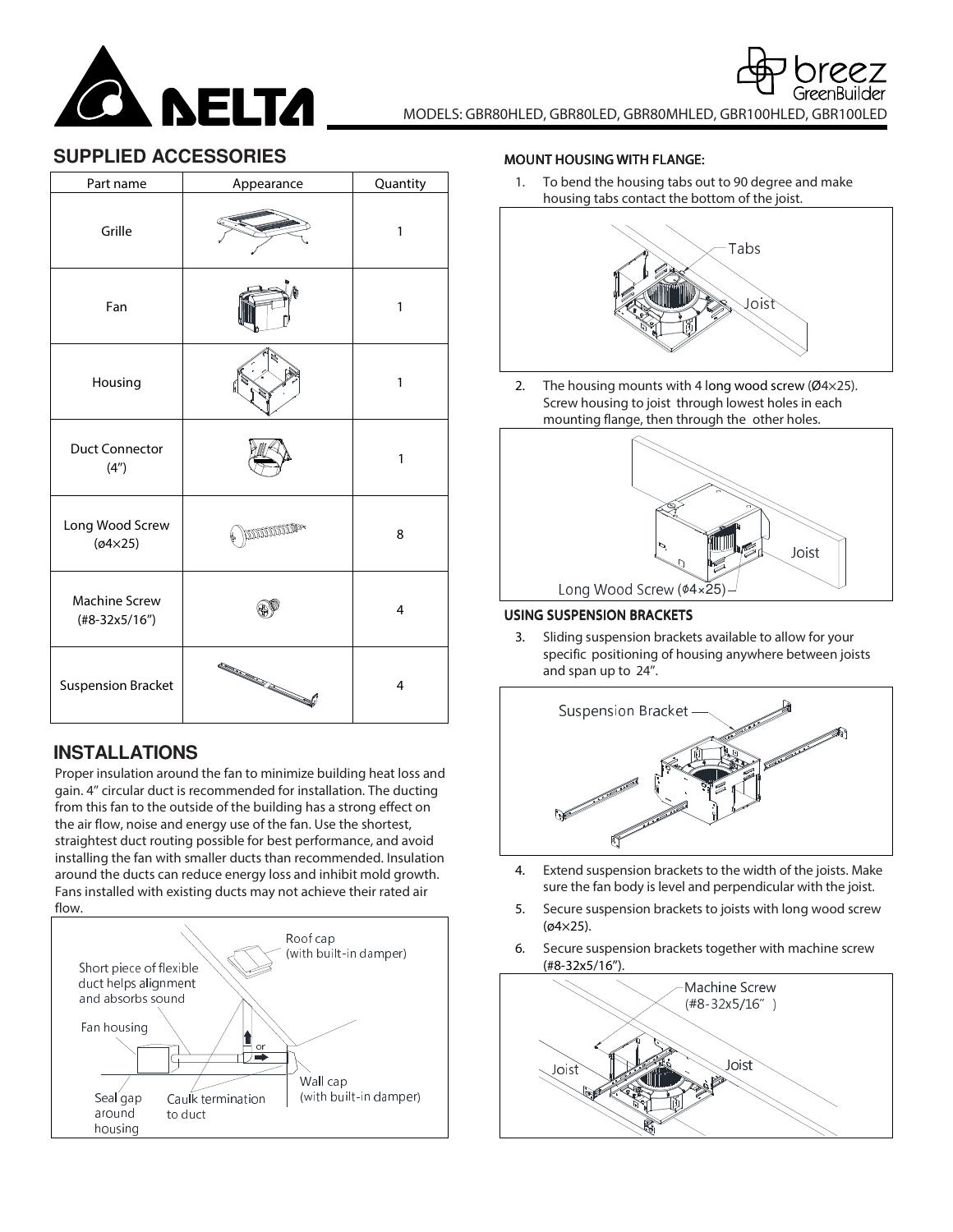MODELS: GBR80HLED, GBR80LED, GBR80MHLED, GBR100HLED, GBR100LED

## SUPPLIED ACCESSORIES

| Part name | Appearance | Quantity |
|---|---|---|
| Grille | | 1 |
| Fan | | 1 |
| Housing | | 1 |
| Duct Connector (4″) | | 1 |
| Long Wood Screw (ø4×25) | | 8 |
| Machine Screw (#8-32x5/16″) | | 4 |
| Suspension Bracket | | 4 |

## INSTALLATIONS

Proper insulation around the fan to minimize building heat loss and gain. 4″ circular duct is recommended for installation. The ducting from this fan to the outside of the building has a strong effect on the air flow, noise and energy use of the fan. Use the shortest, straightest duct routing possible for best performance, and avoid installing the fan with smaller ducts than recommended. Insulation around the ducts can reduce energy loss and inhibit mold growth. Fans installed with existing ducts may not achieve their rated air flow.

Roof cap (with built-in damper)

Short piece of flexible duct helps alignment and absorbs sound

Fan housing

or

Wall cap (with built-in damper)

Seal gap around housing

Caulk termination to duct

### MOUNT HOUSING WITH FLANGE:

1. To bend the housing tabs out to 90 degree and make housing tabs contact the bottom of the joist.

Tabs

Joist

2. The housing mounts with 4 long wood screw (Ø4×25). Screw housing to joist through lowest holes in each mounting flange, then through the other holes.

Joist

Long Wood Screw (ϕ4×25)

### USING SUSPENSION BRACKETS

3. Sliding suspension brackets available to allow for your specific positioning of housing anywhere between joists and span up to 24″.

Suspension Bracket

4. Extend suspension brackets to the width of the joists. Make sure the fan body is level and perpendicular with the joist.
5. Secure suspension brackets to joists with long wood screw (ø4×25).
6. Secure suspension brackets together with machine screw (#8-32x5/16″).

Machine Screw (#8-32x5/16″)

Joist

Joist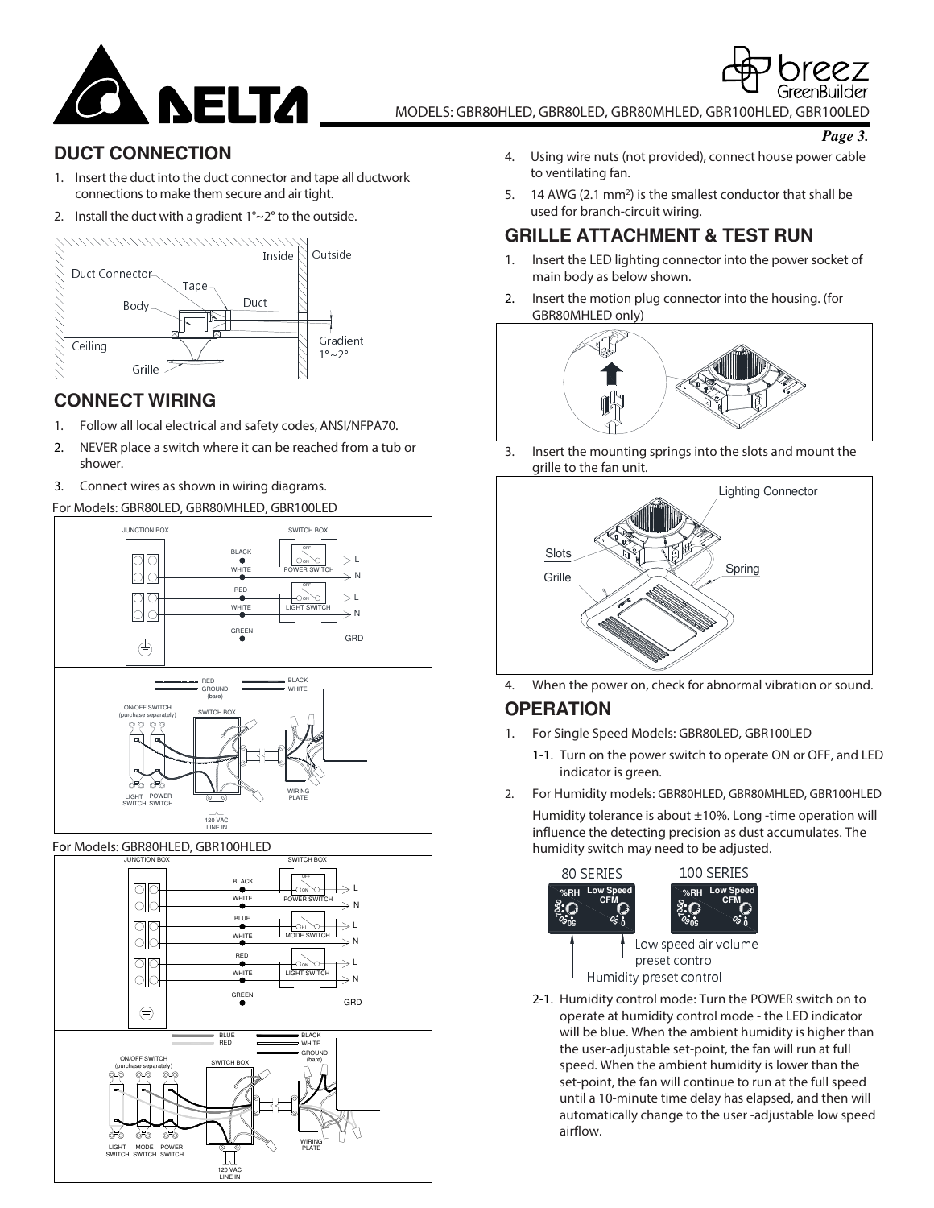## DUCT CONNECTION

1. Insert the duct into the duct connector and tape all ductwork connections to make them secure and air tight.
2. Install the duct with a gradient 1°~2° to the outside.

Inside
Outside
Duct Connector
Tape
Body
Duct
Ceiling
Grille
Gradient
1°~2°

## CONNECT WIRING

1. Follow all local electrical and safety codes, ANSI/NFPA70.
2. NEVER place a switch where it can be reached from a tub or shower.
3. Connect wires as shown in wiring diagrams.

For Models: GBR80LED, GBR80MHLED, GBR100LED

JUNCTION BOX
SWITCH BOX
BLACK
WHITE
POWER SWITCH
RED
WHITE
LIGHT SWITCH
GREEN
L
N
L
N
GRD
RED
GROUND (bare)
BLACK
WHITE
ON/OFF SWITCH (purchase separately)
SWITCH BOX
LIGHT SWITCH
POWER SWITCH
120 VAC LINE IN
WIRING PLATE

For Models: GBR80HLED, GBR100HLED

JUNCTION BOX
SWITCH BOX
BLACK
WHITE
POWER SWITCH
BLUE
WHITE
MODE SWITCH
RED
WHITE
LIGHT SWITCH
GREEN
L
N
L
N
L
N
GRD
BLUE
RED
BLACK
WHITE
GROUND (bare)
ON/OFF SWITCH (purchase separately)
SWITCH BOX
LIGHT SWITCH
MODE SWITCH
POWER SWITCH
120 VAC LINE IN
WIRING PLATE

4. Using wire nuts (not provided), connect house power cable to ventilating fan.
5. 14 AWG (2.1 mm²) is the smallest conductor that shall be used for branch-circuit wiring.

## GRILLE ATTACHMENT & TEST RUN

1. Insert the LED lighting connector into the power socket of main body as below shown.
2. Insert the motion plug connector into the housing. (for GBR80MHLED only)
3. Insert the mounting springs into the slots and mount the grille to the fan unit.

Lighting Connector
Slots
Spring
Grille

4. When the power on, check for abnormal vibration or sound.

## OPERATION

1. For Single Speed Models: GBR80LED, GBR100LED
   1-1. Turn on the power switch to operate ON or OFF, and LED indicator is green.
2. For Humidity models: GBR80HLED, GBR80MHLED, GBR100HLED

   Humidity tolerance is about ±10%. Long -time operation will influence the detecting precision as dust accumulates. The humidity switch may need to be adjusted.

80 SERIES
100 SERIES
%RH
Low Speed CFM
Low speed air volume preset control
Humidity preset control

   2-1. Humidity control mode: Turn the POWER switch on to operate at humidity control mode - the LED indicator will be blue. When the ambient humidity is higher than the user-adjustable set-point, the fan will run at full speed. When the ambient humidity is lower than the set-point, the fan will continue to run at the full speed until a 10-minute time delay has elapsed, and then will automatically change to the user -adjustable low speed airflow.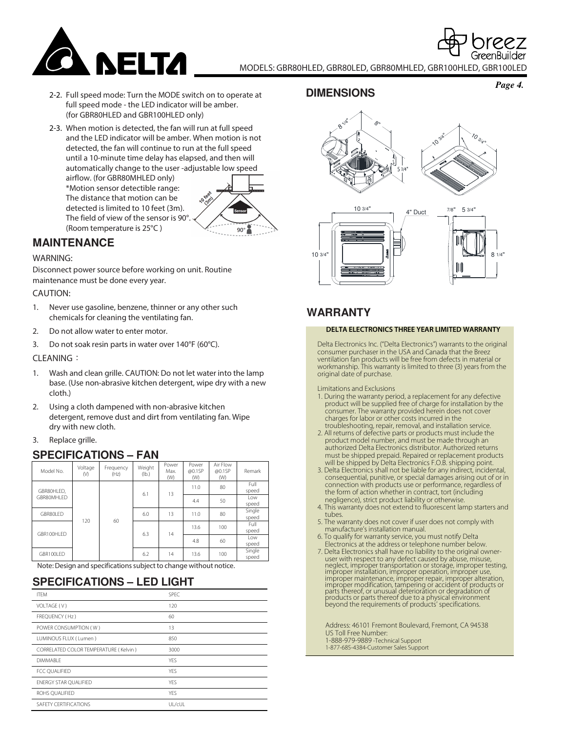2-2. Full speed mode: Turn the MODE switch on to operate at full speed mode - the LED indicator will be amber. (for GBR80HLED and GBR100HLED only)

2-3. When motion is detected, the fan will run at full speed and the LED indicator will be amber. When motion is not detected, the fan will continue to run at the full speed until a 10-minute time delay has elapsed, and then will automatically change to the user -adjustable low speed airflow. (for GBR80MHLED only)
*Motion sensor detectible range:
The distance that motion can be detected is limited to 10 feet (3m). The field of view of the sensor is 90°. (Room temperature is 25°C )

10 feet (3m)
Sensor
90°

## MAINTENANCE

WARNING:

Disconnect power source before working on unit. Routine maintenance must be done every year.

CAUTION:

1. Never use gasoline, benzene, thinner or any other such chemicals for cleaning the ventilating fan.
2. Do not allow water to enter motor.
3. Do not soak resin parts in water over 140°F (60°C).

CLEANING：

1. Wash and clean grille. CAUTION: Do not let water into the lamp base. (Use non-abrasive kitchen detergent, wipe dry with a new cloth.)
2. Using a cloth dampened with non-abrasive kitchen detergent, remove dust and dirt from ventilating fan. Wipe dry with new cloth.
3. Replace grille.

## SPECIFICATIONS – FAN

| Model No. | Voltage (V) | Frequency (Hz) | Weight (lb.) | Power Max. (W) | Power @0.1SP (W) | Air Flow @0.1SP (W) | Remark |
|---|---|---|---|---|---|---|---|
| GBR80HLED, GBR80MHLED | 120 | 60 | 6.1 | 13 | 11.0 | 80 | Full speed |
| | | | | | 4.4 | 50 | Low speed |
| GBR80LED | | | 6.0 | 13 | 11.0 | 80 | Single speed |
| GBR100HLED | | | 6.3 | 14 | 13.6 | 100 | Full speed |
| | | | | | 4.8 | 60 | Low speed |
| GBR100LED | | | 6.2 | 14 | 13.6 | 100 | Single speed |

Note: Design and specifications subject to change without notice.

## SPECIFICATIONS – LED LIGHT

| ITEM | SPEC |
|---|---|
| VOLTAGE ( V ) | 120 |
| FREQUENCY ( Hz ) | 60 |
| POWER CONSUMPTION ( W ) | 13 |
| LUMINOUS FLUX ( Lumen ) | 850 |
| CORRELATED COLOR TEMPERATURE ( Kelvin ) | 3000 |
| DIMMABLE | YES |
| FCC QUALIFIED | YES |
| ENERGY STAR QUALIFIED | YES |
| ROHS QUALIFIED | YES |
| SAFETY CERTIFICATIONS | UL/cUL |

## DIMENSIONS

8 1/4"
8"
5 3/4"
10 3/4"
10 3/4"
10 3/4"
4" Duct
7/8"
5 3/4"
10 3/4"
8 1/4"

## WARRANTY

**DELTA ELECTRONICS THREE YEAR LIMITED WARRANTY**

Delta Electronics Inc. ("Delta Electronics") warrants to the original consumer purchaser in the USA and Canada that the Breez ventilation fan products will be free from defects in material or workmanship. This warranty is limited to three (3) years from the original date of purchase.

Limitations and Exclusions

1. During the warranty period, a replacement for any defective product will be supplied free of charge for installation by the consumer. The warranty provided herein does not cover charges for labor or other costs incurred in the troubleshooting, repair, removal, and installation service.
2. All returns of defective parts or products must include the product model number, and must be made through an authorized Delta Electronics distributor. Authorized returns must be shipped prepaid. Repaired or replacement products will be shipped by Delta Electronics F.O.B. shipping point.
3. Delta Electronics shall not be liable for any indirect, incidental, consequential, punitive, or special damages arising out of or in connection with products use or performance, regardless of the form of action whether in contract, tort (including negligence), strict product liability or otherwise.
4. This warranty does not extend to fluorescent lamp starters and tubes.
5. The warranty does not cover if user does not comply with manufacture's installation manual.
6. To qualify for warranty service, you must notify Delta Electronics at the address or telephone number below.
7. Delta Electronics shall have no liability to the original owner-user with respect to any defect caused by abuse, misuse, neglect, improper transportation or storage, improper testing, improper installation, improper operation, improper use, improper maintenance, improper repair, improper alteration, improper modification, tampering or accident of products or parts thereof, or unusual deterioration or degradation of products or parts thereof due to a physical environment beyond the requirements of products' specifications.

Address: 46101 Fremont Boulevard, Fremont, CA 94538
US Toll Free Number:
1-888-979-9889 -Technical Support
1-877-685-4384-Customer Sales Support